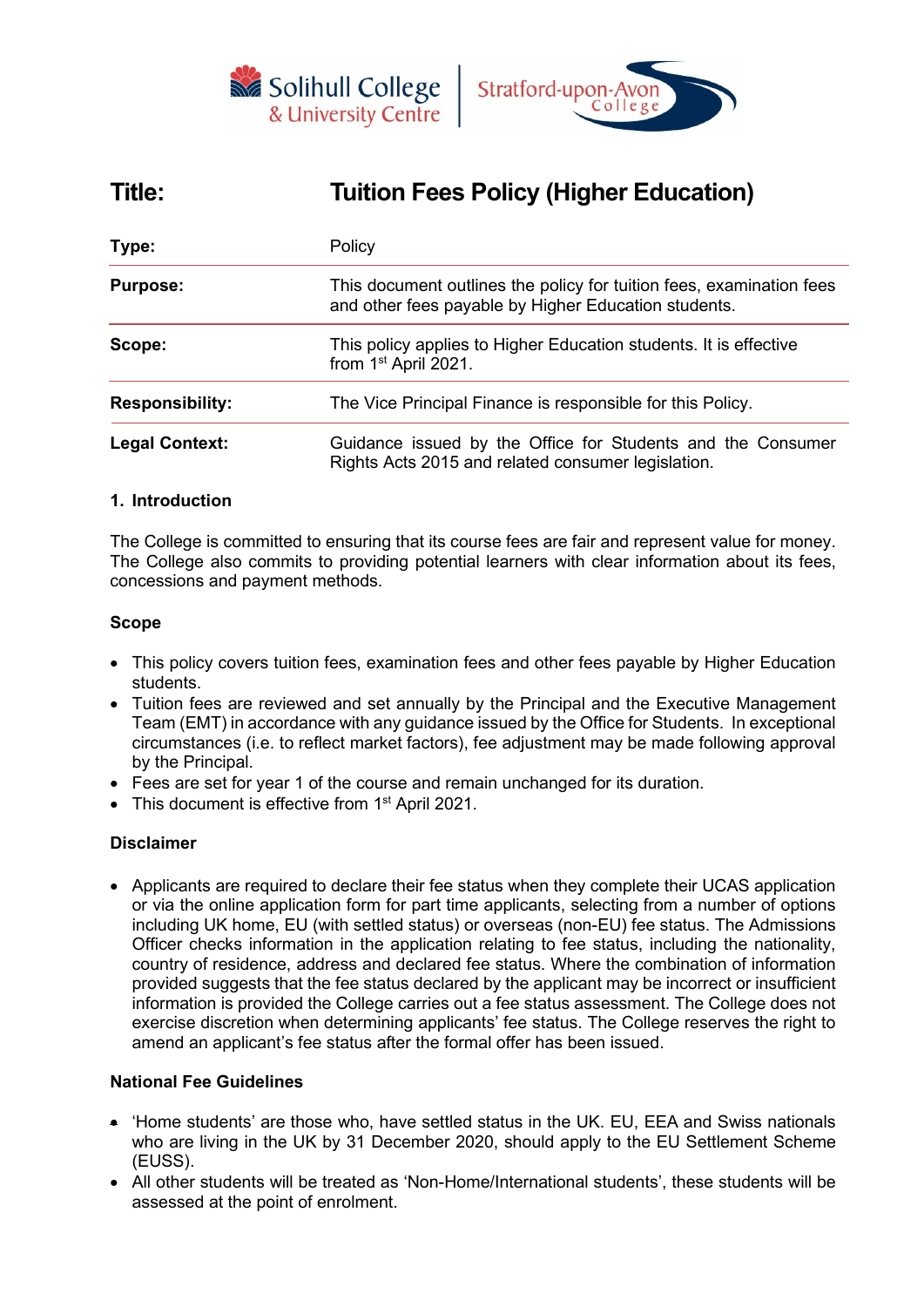Solihull College & University Centre | Stratford-upon-Avon College

| **Title:** | **Tuition Fees Policy (Higher Education)** |
|---|---|
| **Type:** | Policy |
| **Purpose:** | This document outlines the policy for tuition fees, examination fees and other fees payable by Higher Education students. |
| **Scope:** | This policy applies to Higher Education students. It is effective from 1st April 2021. |
| **Responsibility:** | The Vice Principal Finance is responsible for this Policy. |
| **Legal Context:** | Guidance issued by the Office for Students and the Consumer Rights Acts 2015 and related consumer legislation. |

### 1. Introduction

The College is committed to ensuring that its course fees are fair and represent value for money. The College also commits to providing potential learners with clear information about its fees, concessions and payment methods.

#### Scope

- This policy covers tuition fees, examination fees and other fees payable by Higher Education students.
- Tuition fees are reviewed and set annually by the Principal and the Executive Management Team (EMT) in accordance with any guidance issued by the Office for Students. In exceptional circumstances (i.e. to reflect market factors), fee adjustment may be made following approval by the Principal.
- Fees are set for year 1 of the course and remain unchanged for its duration.
- This document is effective from 1st April 2021.

#### Disclaimer

- Applicants are required to declare their fee status when they complete their UCAS application or via the online application form for part time applicants, selecting from a number of options including UK home, EU (with settled status) or overseas (non-EU) fee status. The Admissions Officer checks information in the application relating to fee status, including the nationality, country of residence, address and declared fee status. Where the combination of information provided suggests that the fee status declared by the applicant may be incorrect or insufficient information is provided the College carries out a fee status assessment. The College does not exercise discretion when determining applicants' fee status. The College reserves the right to amend an applicant's fee status after the formal offer has been issued.

#### National Fee Guidelines

- 'Home students' are those who, have settled status in the UK. EU, EEA and Swiss nationals who are living in the UK by 31 December 2020, should apply to the EU Settlement Scheme (EUSS).
- All other students will be treated as 'Non-Home/International students', these students will be assessed at the point of enrolment.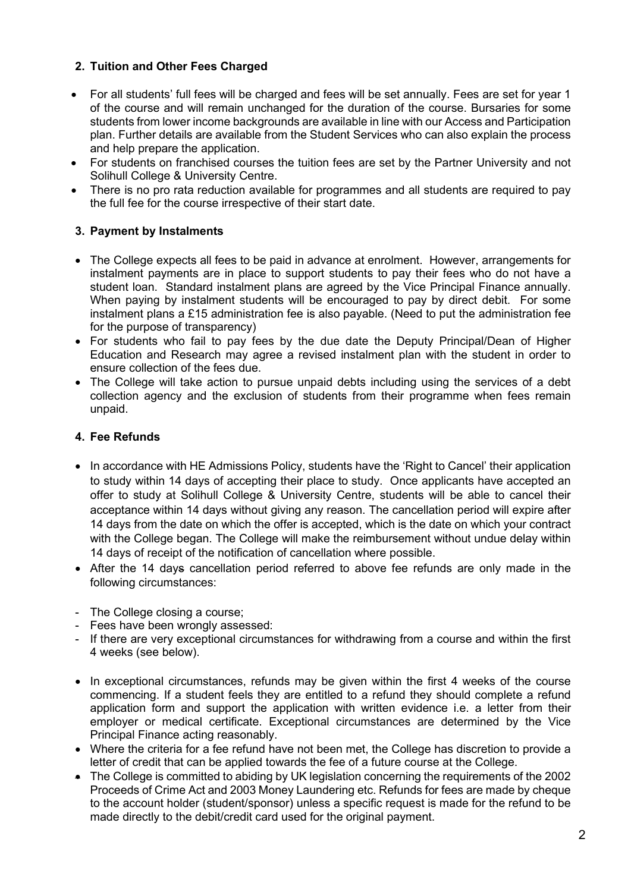## 2. Tuition and Other Fees Charged

- For all students' full fees will be charged and fees will be set annually. Fees are set for year 1 of the course and will remain unchanged for the duration of the course. Bursaries for some students from lower income backgrounds are available in line with our Access and Participation plan. Further details are available from the Student Services who can also explain the process and help prepare the application.
- For students on franchised courses the tuition fees are set by the Partner University and not Solihull College & University Centre.
- There is no pro rata reduction available for programmes and all students are required to pay the full fee for the course irrespective of their start date.

## 3. Payment by Instalments

- The College expects all fees to be paid in advance at enrolment. However, arrangements for instalment payments are in place to support students to pay their fees who do not have a student loan. Standard instalment plans are agreed by the Vice Principal Finance annually. When paying by instalment students will be encouraged to pay by direct debit. For some instalment plans a £15 administration fee is also payable. (Need to put the administration fee for the purpose of transparency)
- For students who fail to pay fees by the due date the Deputy Principal/Dean of Higher Education and Research may agree a revised instalment plan with the student in order to ensure collection of the fees due.
- The College will take action to pursue unpaid debts including using the services of a debt collection agency and the exclusion of students from their programme when fees remain unpaid.

## 4. Fee Refunds

- In accordance with HE Admissions Policy, students have the 'Right to Cancel' their application to study within 14 days of accepting their place to study. Once applicants have accepted an offer to study at Solihull College & University Centre, students will be able to cancel their acceptance within 14 days without giving any reason. The cancellation period will expire after 14 days from the date on which the offer is accepted, which is the date on which your contract with the College began. The College will make the reimbursement without undue delay within 14 days of receipt of the notification of cancellation where possible.
- After the 14 days cancellation period referred to above fee refunds are only made in the following circumstances:

- The College closing a course;
- Fees have been wrongly assessed:
- If there are very exceptional circumstances for withdrawing from a course and within the first 4 weeks (see below).

- In exceptional circumstances, refunds may be given within the first 4 weeks of the course commencing. If a student feels they are entitled to a refund they should complete a refund application form and support the application with written evidence i.e. a letter from their employer or medical certificate. Exceptional circumstances are determined by the Vice Principal Finance acting reasonably.
- Where the criteria for a fee refund have not been met, the College has discretion to provide a letter of credit that can be applied towards the fee of a future course at the College.
- The College is committed to abiding by UK legislation concerning the requirements of the 2002 Proceeds of Crime Act and 2003 Money Laundering etc. Refunds for fees are made by cheque to the account holder (student/sponsor) unless a specific request is made for the refund to be made directly to the debit/credit card used for the original payment.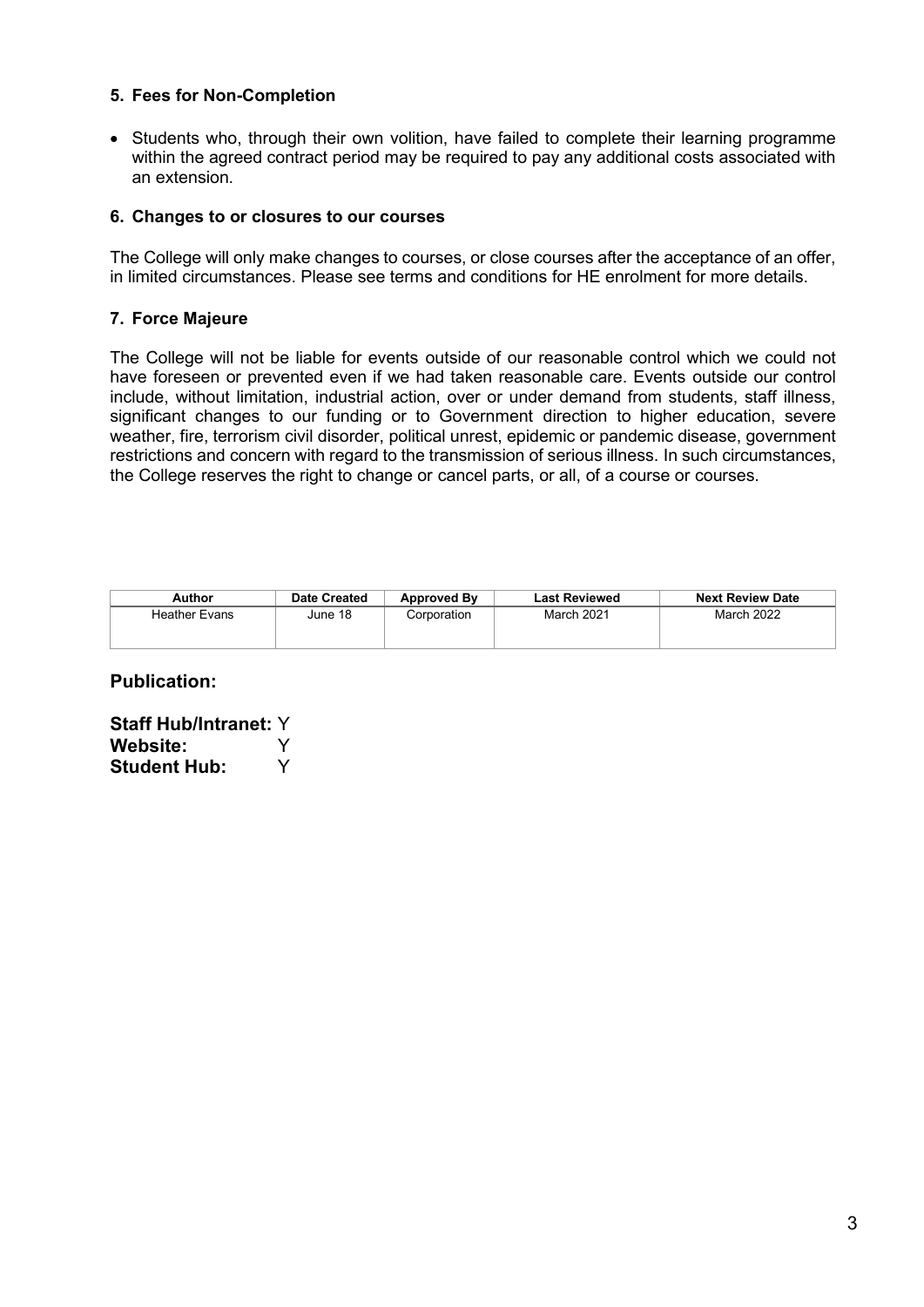### 5. Fees for Non-Completion

- Students who, through their own volition, have failed to complete their learning programme within the agreed contract period may be required to pay any additional costs associated with an extension.

### 6. Changes to or closures to our courses

The College will only make changes to courses, or close courses after the acceptance of an offer, in limited circumstances. Please see terms and conditions for HE enrolment for more details.

### 7. Force Majeure

The College will not be liable for events outside of our reasonable control which we could not have foreseen or prevented even if we had taken reasonable care. Events outside our control include, without limitation, industrial action, over or under demand from students, staff illness, significant changes to our funding or to Government direction to higher education, severe weather, fire, terrorism civil disorder, political unrest, epidemic or pandemic disease, government restrictions and concern with regard to the transmission of serious illness. In such circumstances, the College reserves the right to change or cancel parts, or all, of a course or courses.

| Author | Date Created | Approved By | Last Reviewed | Next Review Date |
|---|---|---|---|---|
| Heather Evans | June 18 | Corporation | March 2021 | March 2022 |

## Publication:

**Staff Hub/Intranet:** Y
**Website:** Y
**Student Hub:** Y